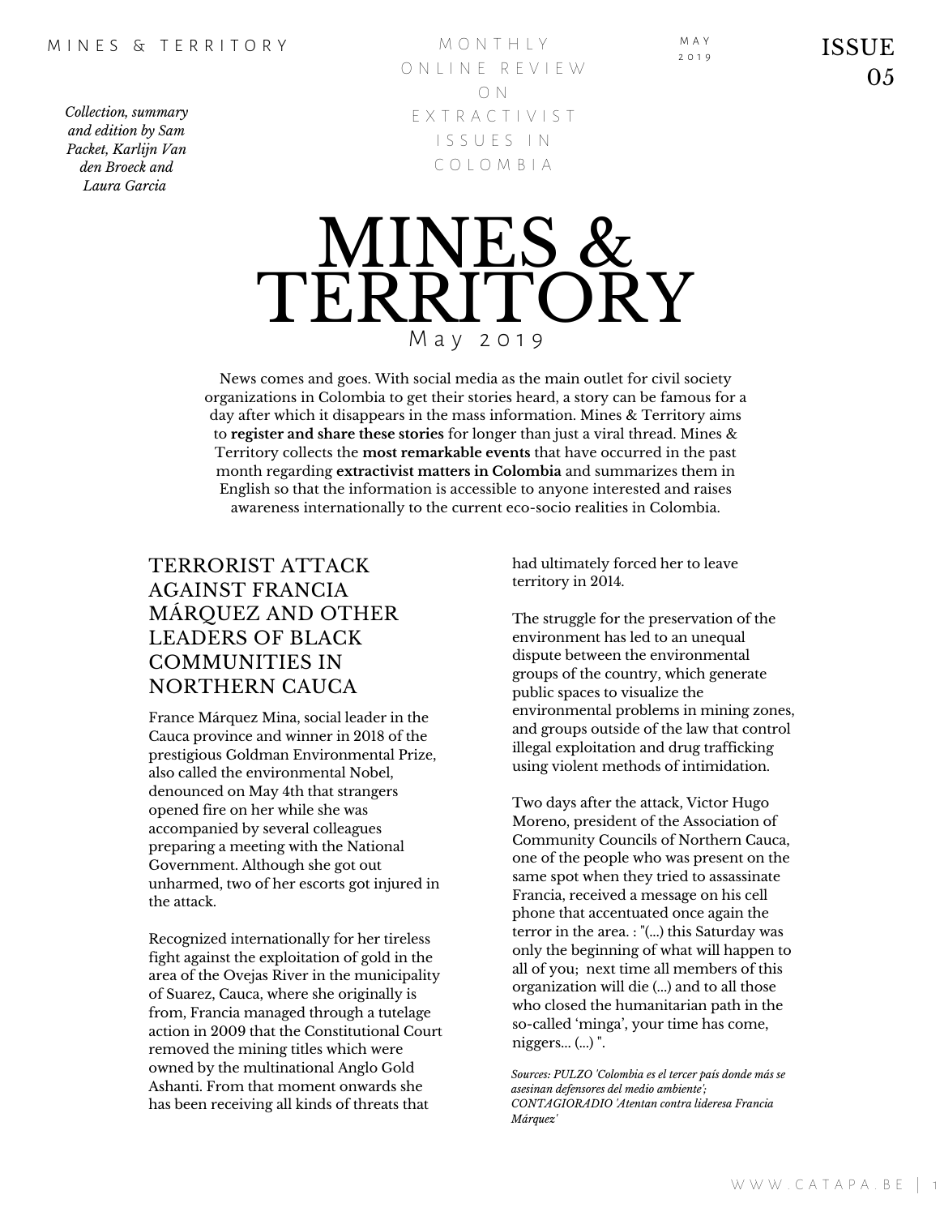MINES & TERRITORY

MONTHLY ONLINE REVIEW ON EXTRACTIVIST ISSUES IN COLOMBIA

MAY 2019

ISSUE 05

*Collection, summary and edition by Sam Packet, Karlijn Van den Broeck and Laura Garcia*

# MINES & TERRITORY

May 2019

News comes and goes. With social media as the main outlet for civil society organizations in Colombia to get their stories heard, a story can be famous for a day after which it disappears in the mass information. Mines & Territory aims to **register and share these stories** for longer than just a viral thread. Mines & Territory collects the **most remarkable events** that have occurred in the past month regarding **extractivist matters in Colombia** and summarizes them in English so that the information is accessible to anyone interested and raises awareness internationally to the current eco-socio realities in Colombia.

## TERRORIST ATTACK AGAINST FRANCIA MÁRQUEZ AND OTHER LEADERS OF BLACK COMMUNITIES IN NORTHERN CAUCA

France Márquez Mina, social leader in the Cauca province and winner in 2018 of the prestigious Goldman Environmental Prize, also called the environmental Nobel, denounced on May 4th that strangers opened fire on her while she was accompanied by several colleagues preparing a meeting with the National Government. Although she got out unharmed, two of her escorts got injured in the attack.

Recognized internationally for her tireless fight against the exploitation of gold in the area of the Ovejas River in the municipality of Suarez, Cauca, where she originally is from, Francia managed through a tutelage action in 2009 that the Constitutional Court removed the mining titles which were owned by the multinational Anglo Gold Ashanti. From that moment onwards she has been receiving all kinds of threats that had ultimately forced her to leave territory in 2014.

The struggle for the preservation of the environment has led to an unequal dispute between the environmental groups of the country, which generate public spaces to visualize the environmental problems in mining zones, and groups outside of the law that control illegal exploitation and drug trafficking using violent methods of intimidation.

Two days after the attack, Victor Hugo Moreno, president of the Association of Community Councils of Northern Cauca, one of the people who was present on the same spot when they tried to assassinate Francia, received a message on his cell phone that accentuated once again the terror in the area. : "(...) this Saturday was only the beginning of what will happen to all of you; next time all members of this organization will die (...) and to all those who closed the humanitarian path in the so-called 'minga', your time has come, niggers... (...) ".

*Sources: PULZO 'Colombia es el tercer país donde más se asesinan defensores del medio ambiente'; CONTAGIORADIO 'Atentan contra lideresa Francia Márquez'*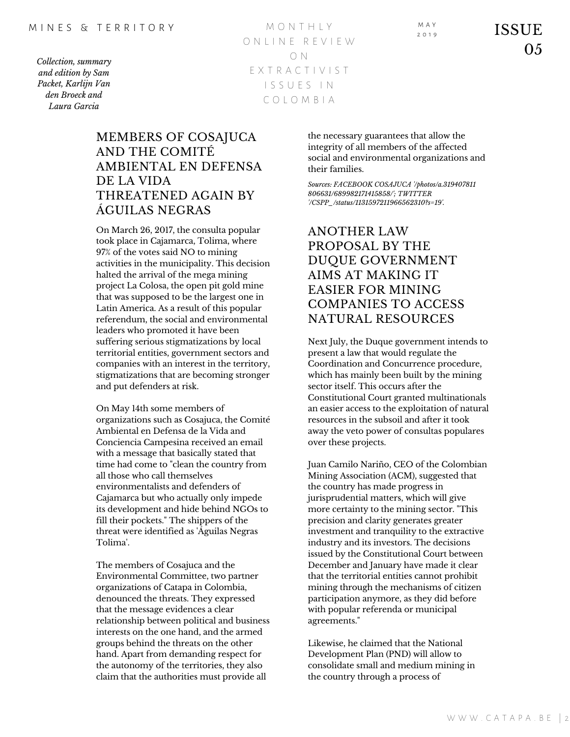## MEMBERS OF COSAJUCA AND THE COMITÉ AMBIENTAL EN DEFENSA DE LA VIDA THREATENED AGAIN BY ÁGUILAS NEGRAS

On March 26, 2017, the consulta popular took place in Cajamarca, Tolima, where 97% of the votes said NO to mining activities in the municipality. This decision halted the arrival of the mega mining project La Colosa, the open pit gold mine that was supposed to be the largest one in Latin America. As a result of this popular referendum, the social and environmental leaders who promoted it have been suffering serious stigmatizations by local territorial entities, government sectors and companies with an interest in the territory, stigmatizations that are becoming stronger and put defenders at risk.

On May 14th some members of organizations such as Cosajuca, the Comité Ambiental en Defensa de la Vida and Conciencia Campesina received an email with a message that basically stated that time had come to "clean the country from all those who call themselves environmentalists and defenders of Cajamarca but who actually only impede its development and hide behind NGOs to fill their pockets." The shippers of the threat were identified as 'Águilas Negras Tolima'.

The members of Cosajuca and the Environmental Committee, two partner organizations of Catapa in Colombia, denounced the threats. They expressed that the message evidences a clear relationship between political and business interests on the one hand, and the armed groups behind the threats on the other hand. Apart from demanding respect for the autonomy of the territories, they also claim that the authorities must provide all the necessary guarantees that allow the integrity of all members of the affected social and environmental organizations and their families.

*Sources: FACEBOOK COSAJUCA '/photos/a.319407811806631/689982171415858/'; TWITTER '/CSPP_/status/1131597211966562310?s=19'.*

## ANOTHER LAW PROPOSAL BY THE DUQUE GOVERNMENT AIMS AT MAKING IT EASIER FOR MINING COMPANIES TO ACCESS NATURAL RESOURCES

Next July, the Duque government intends to present a law that would regulate the Coordination and Concurrence procedure, which has mainly been built by the mining sector itself. This occurs after the Constitutional Court granted multinationals an easier access to the exploitation of natural resources in the subsoil and after it took away the veto power of consultas populares over these projects.

Juan Camilo Nariño, CEO of the Colombian Mining Association (ACM), suggested that the country has made progress in jurisprudential matters, which will give more certainty to the mining sector. "This precision and clarity generates greater investment and tranquility to the extractive industry and its investors. The decisions issued by the Constitutional Court between December and January have made it clear that the territorial entities cannot prohibit mining through the mechanisms of citizen participation anymore, as they did before with popular referenda or municipal agreements."

Likewise, he claimed that the National Development Plan (PND) will allow to consolidate small and medium mining in the country through a process of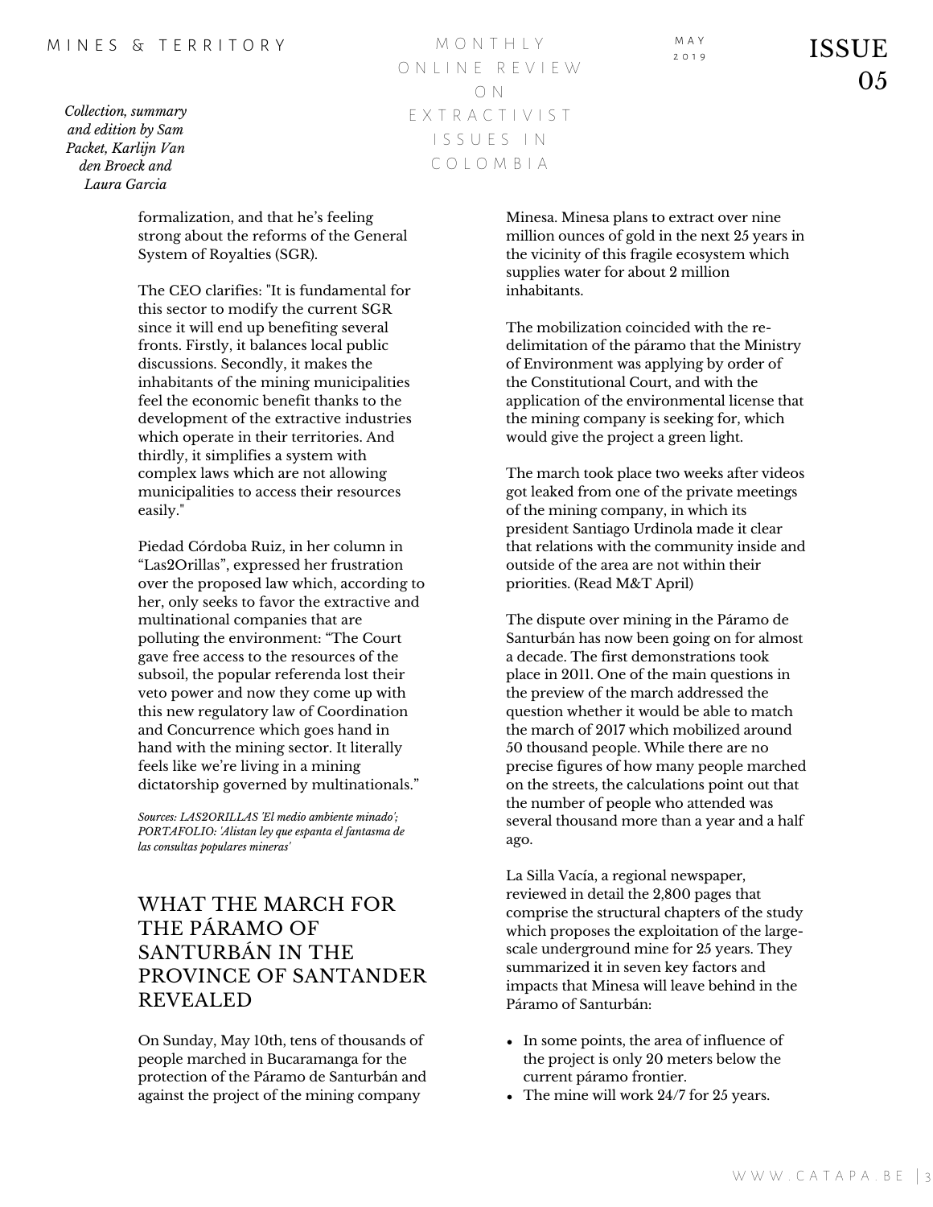formalization, and that he's feeling strong about the reforms of the General System of Royalties (SGR).

The CEO clarifies: "It is fundamental for this sector to modify the current SGR since it will end up benefiting several fronts. Firstly, it balances local public discussions. Secondly, it makes the inhabitants of the mining municipalities feel the economic benefit thanks to the development of the extractive industries which operate in their territories. And thirdly, it simplifies a system with complex laws which are not allowing municipalities to access their resources easily."

Piedad Córdoba Ruiz, in her column in "Las2Orillas", expressed her frustration over the proposed law which, according to her, only seeks to favor the extractive and multinational companies that are polluting the environment: "The Court gave free access to the resources of the subsoil, the popular referenda lost their veto power and now they come up with this new regulatory law of Coordination and Concurrence which goes hand in hand with the mining sector. It literally feels like we're living in a mining dictatorship governed by multinationals."

*Sources: LAS2ORILLAS 'El medio ambiente minado'; PORTAFOLIO: 'Alistan ley que espanta el fantasma de las consultas populares mineras'*

## WHAT THE MARCH FOR THE PÁRAMO OF SANTURBÁN IN THE PROVINCE OF SANTANDER REVEALED

On Sunday, May 10th, tens of thousands of people marched in Bucaramanga for the protection of the Páramo de Santurbán and against the project of the mining company Minesa. Minesa plans to extract over nine million ounces of gold in the next 25 years in the vicinity of this fragile ecosystem which supplies water for about 2 million inhabitants.

The mobilization coincided with the re-delimitation of the páramo that the Ministry of Environment was applying by order of the Constitutional Court, and with the application of the environmental license that the mining company is seeking for, which would give the project a green light.

The march took place two weeks after videos got leaked from one of the private meetings of the mining company, in which its president Santiago Urdinola made it clear that relations with the community inside and outside of the area are not within their priorities. (Read M&T April)

The dispute over mining in the Páramo de Santurbán has now been going on for almost a decade. The first demonstrations took place in 2011. One of the main questions in the preview of the march addressed the question whether it would be able to match the march of 2017 which mobilized around 50 thousand people. While there are no precise figures of how many people marched on the streets, the calculations point out that the number of people who attended was several thousand more than a year and a half ago.

La Silla Vacía, a regional newspaper, reviewed in detail the 2,800 pages that comprise the structural chapters of the study which proposes the exploitation of the large-scale underground mine for 25 years. They summarized it in seven key factors and impacts that Minesa will leave behind in the Páramo of Santurbán:

- In some points, the area of influence of the project is only 20 meters below the current páramo frontier.
- The mine will work 24/7 for 25 years.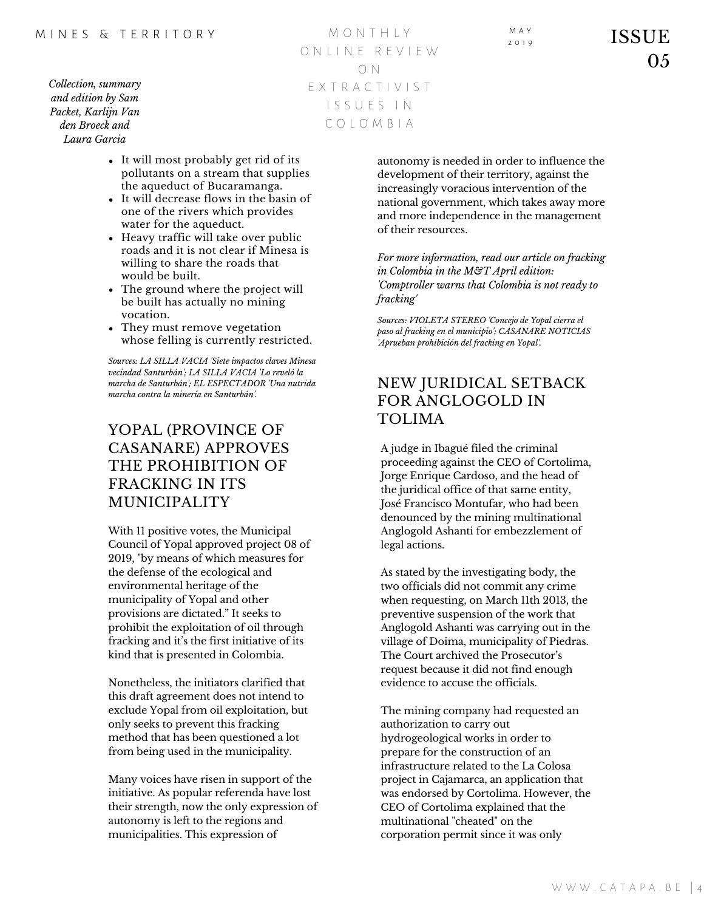- It will most probably get rid of its pollutants on a stream that supplies the aqueduct of Bucaramanga.
- It will decrease flows in the basin of one of the rivers which provides water for the aqueduct.
- Heavy traffic will take over public roads and it is not clear if Minesa is willing to share the roads that would be built.
- The ground where the project will be built has actually no mining vocation.
- They must remove vegetation whose felling is currently restricted.

*Sources: LA SILLA VACIA 'Siete impactos claves Minesa vecindad Santurbán'; LA SILLA VACIA 'Lo reveló la marcha de Santurbán'; EL ESPECTADOR 'Una nutrida marcha contra la minería en Santurbán'.*

## YOPAL (PROVINCE OF CASANARE) APPROVES THE PROHIBITION OF FRACKING IN ITS MUNICIPALITY

With 11 positive votes, the Municipal Council of Yopal approved project 08 of 2019, "by means of which measures for the defense of the ecological and environmental heritage of the municipality of Yopal and other provisions are dictated." It seeks to prohibit the exploitation of oil through fracking and it's the first initiative of its kind that is presented in Colombia.

Nonetheless, the initiators clarified that this draft agreement does not intend to exclude Yopal from oil exploitation, but only seeks to prevent this fracking method that has been questioned a lot from being used in the municipality.

Many voices have risen in support of the initiative. As popular referenda have lost their strength, now the only expression of autonomy is left to the regions and municipalities. This expression of autonomy is needed in order to influence the development of their territory, against the increasingly voracious intervention of the national government, which takes away more and more independence in the management of their resources.

*For more information, read our article on fracking in Colombia in the M&T April edition: 'Comptroller warns that Colombia is not ready to fracking'*

*Sources: VIOLETA STEREO 'Concejo de Yopal cierra el paso al fracking en el municipio'; CASANARE NOTICIAS 'Aprueban prohibición del fracking en Yopal'.*

## NEW JURIDICAL SETBACK FOR ANGLOGOLD IN TOLIMA

A judge in Ibagué filed the criminal proceeding against the CEO of Cortolima, Jorge Enrique Cardoso, and the head of the juridical office of that same entity, José Francisco Montufar, who had been denounced by the mining multinational Anglogold Ashanti for embezzlement of legal actions.

As stated by the investigating body, the two officials did not commit any crime when requesting, on March 11th 2013, the preventive suspension of the work that Anglogold Ashanti was carrying out in the village of Doima, municipality of Piedras. The Court archived the Prosecutor's request because it did not find enough evidence to accuse the officials.

The mining company had requested an authorization to carry out hydrogeological works in order to prepare for the construction of an infrastructure related to the La Colosa project in Cajamarca, an application that was endorsed by Cortolima. However, the CEO of Cortolima explained that the multinational "cheated" on the corporation permit since it was only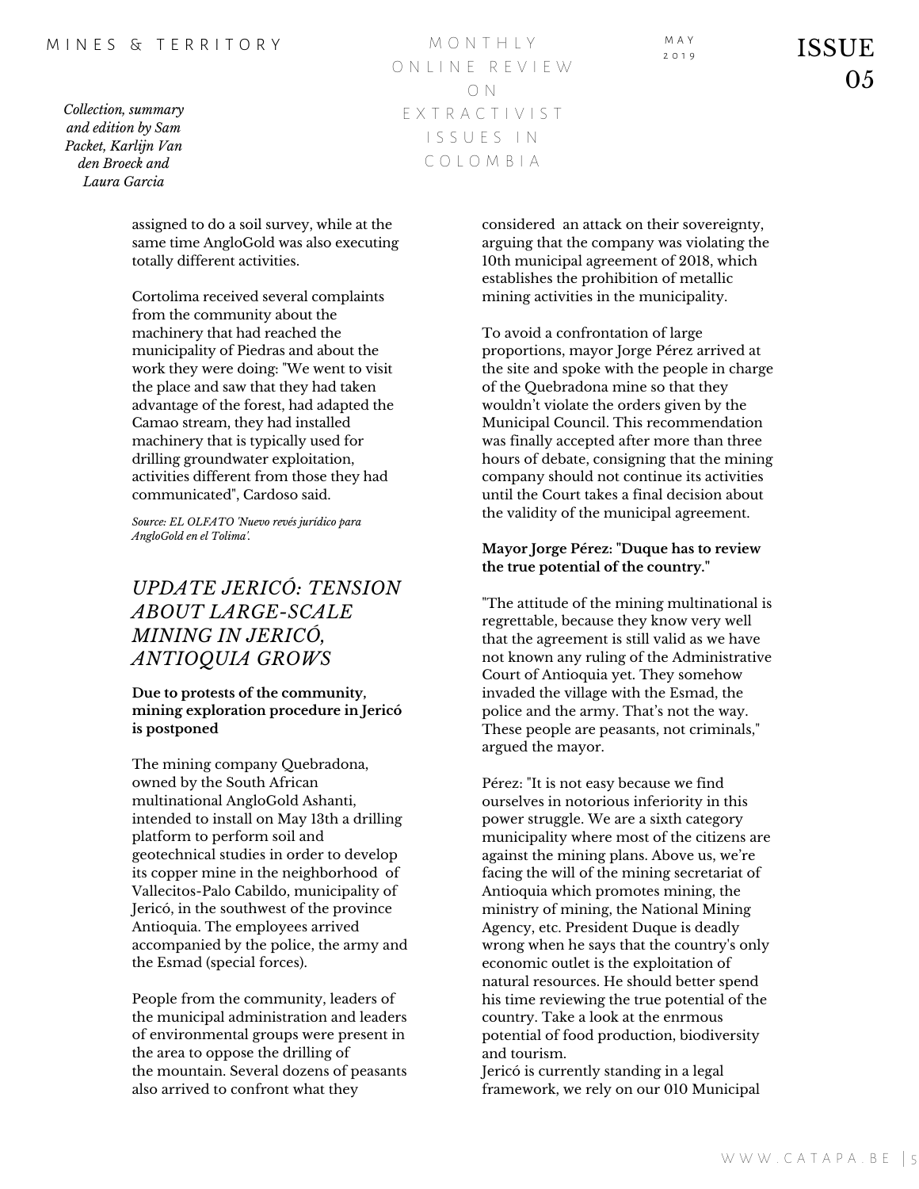assigned to do a soil survey, while at the same time AngloGold was also executing totally different activities.

Cortolima received several complaints from the community about the machinery that had reached the municipality of Piedras and about the work they were doing: "We went to visit the place and saw that they had taken advantage of the forest, had adapted the Camao stream, they had installed machinery that is typically used for drilling groundwater exploitation, activities different from those they had communicated", Cardoso said.

*Source: EL OLFATO 'Nuevo revés jurídico para AngloGold en el Tolima'.*

## *UPDATE JERICÓ: TENSION ABOUT LARGE-SCALE MINING IN JERICÓ, ANTIOQUIA GROWS*

**Due to protests of the community, mining exploration procedure in Jericó is postponed**

The mining company Quebradona, owned by the South African multinational AngloGold Ashanti, intended to install on May 13th a drilling platform to perform soil and geotechnical studies in order to develop its copper mine in the neighborhood of Vallecitos-Palo Cabildo, municipality of Jericó, in the southwest of the province Antioquia. The employees arrived accompanied by the police, the army and the Esmad (special forces).

People from the community, leaders of the municipal administration and leaders of environmental groups were present in the area to oppose the drilling of the mountain. Several dozens of peasants also arrived to confront what they considered an attack on their sovereignty, arguing that the company was violating the 10th municipal agreement of 2018, which establishes the prohibition of metallic mining activities in the municipality.

To avoid a confrontation of large proportions, mayor Jorge Pérez arrived at the site and spoke with the people in charge of the Quebradona mine so that they wouldn't violate the orders given by the Municipal Council. This recommendation was finally accepted after more than three hours of debate, consigning that the mining company should not continue its activities until the Court takes a final decision about the validity of the municipal agreement.

**Mayor Jorge Pérez: "Duque has to review the true potential of the country."**

"The attitude of the mining multinational is regrettable, because they know very well that the agreement is still valid as we have not known any ruling of the Administrative Court of Antioquia yet. They somehow invaded the village with the Esmad, the police and the army. That's not the way. These people are peasants, not criminals," argued the mayor.

Pérez: "It is not easy because we find ourselves in notorious inferiority in this power struggle. We are a sixth category municipality where most of the citizens are against the mining plans. Above us, we're facing the will of the mining secretariat of Antioquia which promotes mining, the ministry of mining, the National Mining Agency, etc. President Duque is deadly wrong when he says that the country's only economic outlet is the exploitation of natural resources. He should better spend his time reviewing the true potential of the country. Take a look at the enrmous potential of food production, biodiversity and tourism.
Jericó is currently standing in a legal framework, we rely on our 010 Municipal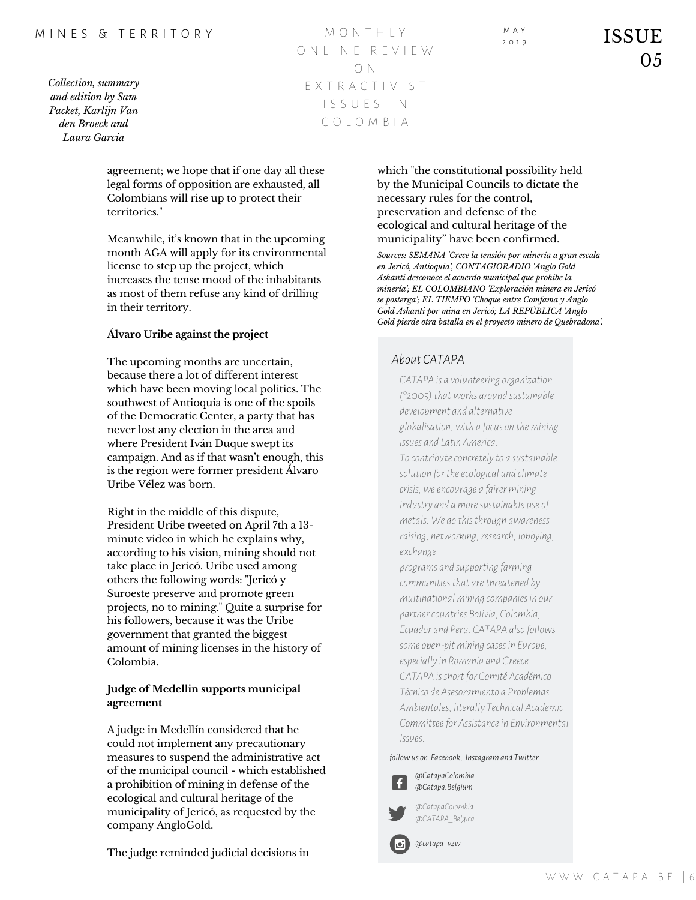agreement; we hope that if one day all these legal forms of opposition are exhausted, all Colombians will rise up to protect their territories."

Meanwhile, it's known that in the upcoming month AGA will apply for its environmental license to step up the project, which increases the tense mood of the inhabitants as most of them refuse any kind of drilling in their territory.

**Álvaro Uribe against the project**

The upcoming months are uncertain, because there a lot of different interest which have been moving local politics. The southwest of Antioquia is one of the spoils of the Democratic Center, a party that has never lost any election in the area and where President Iván Duque swept its campaign. And as if that wasn't enough, this is the region were former president Álvaro Uribe Vélez was born.

Right in the middle of this dispute, President Uribe tweeted on April 7th a 13-minute video in which he explains why, according to his vision, mining should not take place in Jericó. Uribe used among others the following words: "Jericó y Suroeste preserve and promote green projects, no to mining." Quite a surprise for his followers, because it was the Uribe government that granted the biggest amount of mining licenses in the history of Colombia.

**Judge of Medellin supports municipal agreement**

A judge in Medellín considered that he could not implement any precautionary measures to suspend the administrative act of the municipal council - which established a prohibition of mining in defense of the ecological and cultural heritage of the municipality of Jericó, as requested by the company AngloGold.

The judge reminded judicial decisions in which "the constitutional possibility held by the Municipal Councils to dictate the necessary rules for the control, preservation and defense of the ecological and cultural heritage of the municipality" have been confirmed.

*Sources: SEMANA 'Crece la tensión por minería a gran escala en Jericó, Antioquia', CONTAGIORADIO 'Anglo Gold Ashanti desconoce el acuerdo municipal que prohibe la minería'; EL COLOMBIANO 'Exploración minera en Jericó se posterga'; EL TIEMPO 'Choque entre Comfama y Anglo Gold Ashanti por mina en Jericó; LA REPÚBLICA 'Anglo Gold pierde otra batalla en el proyecto minero de Quebradona'.*

## About CATAPA

*CATAPA is a volunteering organization (°2005) that works around sustainable development and alternative globalisation, with a focus on the mining issues and Latin America.*
*To contribute concretely to a sustainable solution for the ecological and climate crisis, we encourage a fairer mining industry and a more sustainable use of metals. We do this through awareness raising, networking, research, lobbying, exchange programs and supporting farming communities that are threatened by multinational mining companies in our partner countries Bolivia, Colombia, Ecuador and Peru. CATAPA also follows some open-pit mining cases in Europe, especially in Romania and Greece.*
*CATAPA is short for Comité Académico Técnico de Asesoramiento a Problemas Ambientales, literally Technical Academic Committee for Assistance in Environmental Issues.*

*follow us on Facebook, Instagram and Twitter*

*@CatapaColombia*
*@Catapa.Belgium*

*@CatapaColombia*
*@CATAPA_Belgica*

*@catapa_vzw*